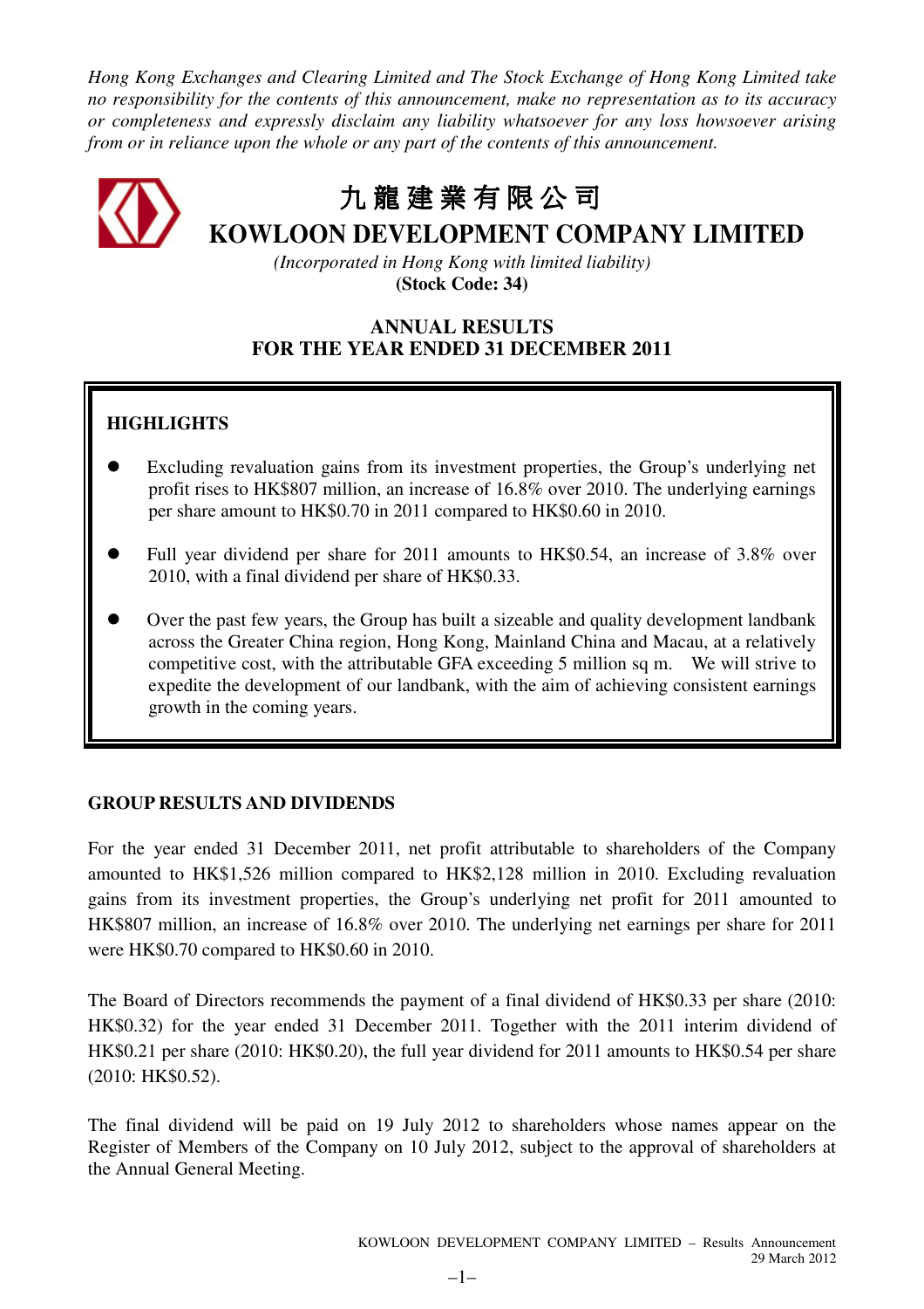*Hong Kong Exchanges and Clearing Limited and The Stock Exchange of Hong Kong Limited take no responsibility for the contents of this announcement, make no representation as to its accuracy or completeness and expressly disclaim any liability whatsoever for any loss howsoever arising from or in reliance upon the whole or any part of the contents of this announcement.*

# 九龍建業有限公司
# KOWLOON DEVELOPMENT COMPANY LIMITED

*(Incorporated in Hong Kong with limited liability)*
**(Stock Code: 34)**

## ANNUAL RESULTS
## FOR THE YEAR ENDED 31 DECEMBER 2011

### HIGHLIGHTS

- Excluding revaluation gains from its investment properties, the Group's underlying net profit rises to HK$807 million, an increase of 16.8% over 2010. The underlying earnings per share amount to HK$0.70 in 2011 compared to HK$0.60 in 2010.
- Full year dividend per share for 2011 amounts to HK$0.54, an increase of 3.8% over 2010, with a final dividend per share of HK$0.33.
- Over the past few years, the Group has built a sizeable and quality development landbank across the Greater China region, Hong Kong, Mainland China and Macau, at a relatively competitive cost, with the attributable GFA exceeding 5 million sq m. We will strive to expedite the development of our landbank, with the aim of achieving consistent earnings growth in the coming years.

### GROUP RESULTS AND DIVIDENDS

For the year ended 31 December 2011, net profit attributable to shareholders of the Company amounted to HK$1,526 million compared to HK$2,128 million in 2010. Excluding revaluation gains from its investment properties, the Group's underlying net profit for 2011 amounted to HK$807 million, an increase of 16.8% over 2010. The underlying net earnings per share for 2011 were HK$0.70 compared to HK$0.60 in 2010.

The Board of Directors recommends the payment of a final dividend of HK$0.33 per share (2010: HK$0.32) for the year ended 31 December 2011. Together with the 2011 interim dividend of HK$0.21 per share (2010: HK$0.20), the full year dividend for 2011 amounts to HK$0.54 per share (2010: HK$0.52).

The final dividend will be paid on 19 July 2012 to shareholders whose names appear on the Register of Members of the Company on 10 July 2012, subject to the approval of shareholders at the Annual General Meeting.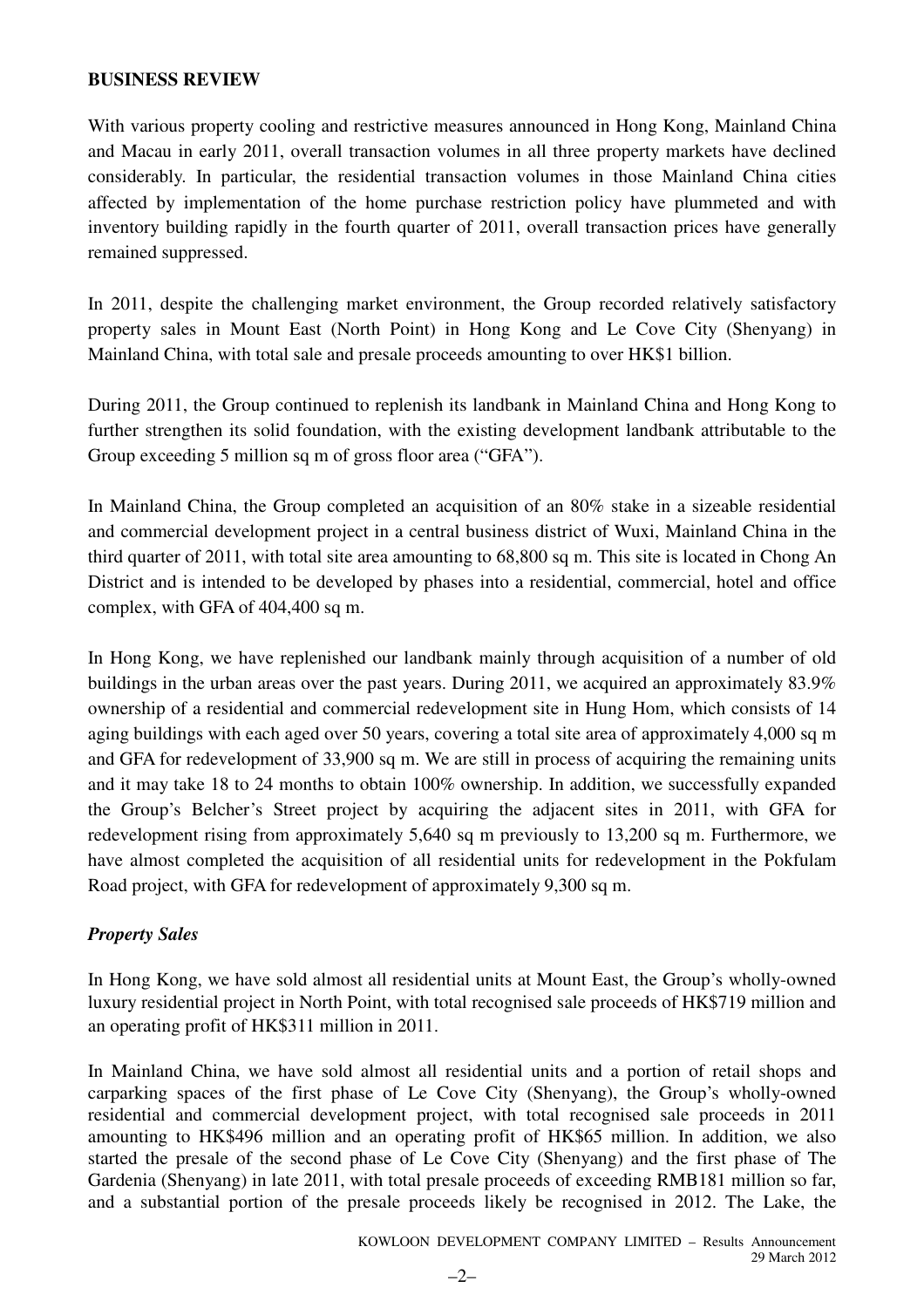## BUSINESS REVIEW

With various property cooling and restrictive measures announced in Hong Kong, Mainland China and Macau in early 2011, overall transaction volumes in all three property markets have declined considerably. In particular, the residential transaction volumes in those Mainland China cities affected by implementation of the home purchase restriction policy have plummeted and with inventory building rapidly in the fourth quarter of 2011, overall transaction prices have generally remained suppressed.

In 2011, despite the challenging market environment, the Group recorded relatively satisfactory property sales in Mount East (North Point) in Hong Kong and Le Cove City (Shenyang) in Mainland China, with total sale and presale proceeds amounting to over HK$1 billion.

During 2011, the Group continued to replenish its landbank in Mainland China and Hong Kong to further strengthen its solid foundation, with the existing development landbank attributable to the Group exceeding 5 million sq m of gross floor area ("GFA").

In Mainland China, the Group completed an acquisition of an 80% stake in a sizeable residential and commercial development project in a central business district of Wuxi, Mainland China in the third quarter of 2011, with total site area amounting to 68,800 sq m. This site is located in Chong An District and is intended to be developed by phases into a residential, commercial, hotel and office complex, with GFA of 404,400 sq m.

In Hong Kong, we have replenished our landbank mainly through acquisition of a number of old buildings in the urban areas over the past years. During 2011, we acquired an approximately 83.9% ownership of a residential and commercial redevelopment site in Hung Hom, which consists of 14 aging buildings with each aged over 50 years, covering a total site area of approximately 4,000 sq m and GFA for redevelopment of 33,900 sq m. We are still in process of acquiring the remaining units and it may take 18 to 24 months to obtain 100% ownership. In addition, we successfully expanded the Group's Belcher's Street project by acquiring the adjacent sites in 2011, with GFA for redevelopment rising from approximately 5,640 sq m previously to 13,200 sq m. Furthermore, we have almost completed the acquisition of all residential units for redevelopment in the Pokfulam Road project, with GFA for redevelopment of approximately 9,300 sq m.

### *Property Sales*

In Hong Kong, we have sold almost all residential units at Mount East, the Group's wholly-owned luxury residential project in North Point, with total recognised sale proceeds of HK$719 million and an operating profit of HK$311 million in 2011.

In Mainland China, we have sold almost all residential units and a portion of retail shops and carparking spaces of the first phase of Le Cove City (Shenyang), the Group's wholly-owned residential and commercial development project, with total recognised sale proceeds in 2011 amounting to HK$496 million and an operating profit of HK$65 million. In addition, we also started the presale of the second phase of Le Cove City (Shenyang) and the first phase of The Gardenia (Shenyang) in late 2011, with total presale proceeds of exceeding RMB181 million so far, and a substantial portion of the presale proceeds likely be recognised in 2012. The Lake, the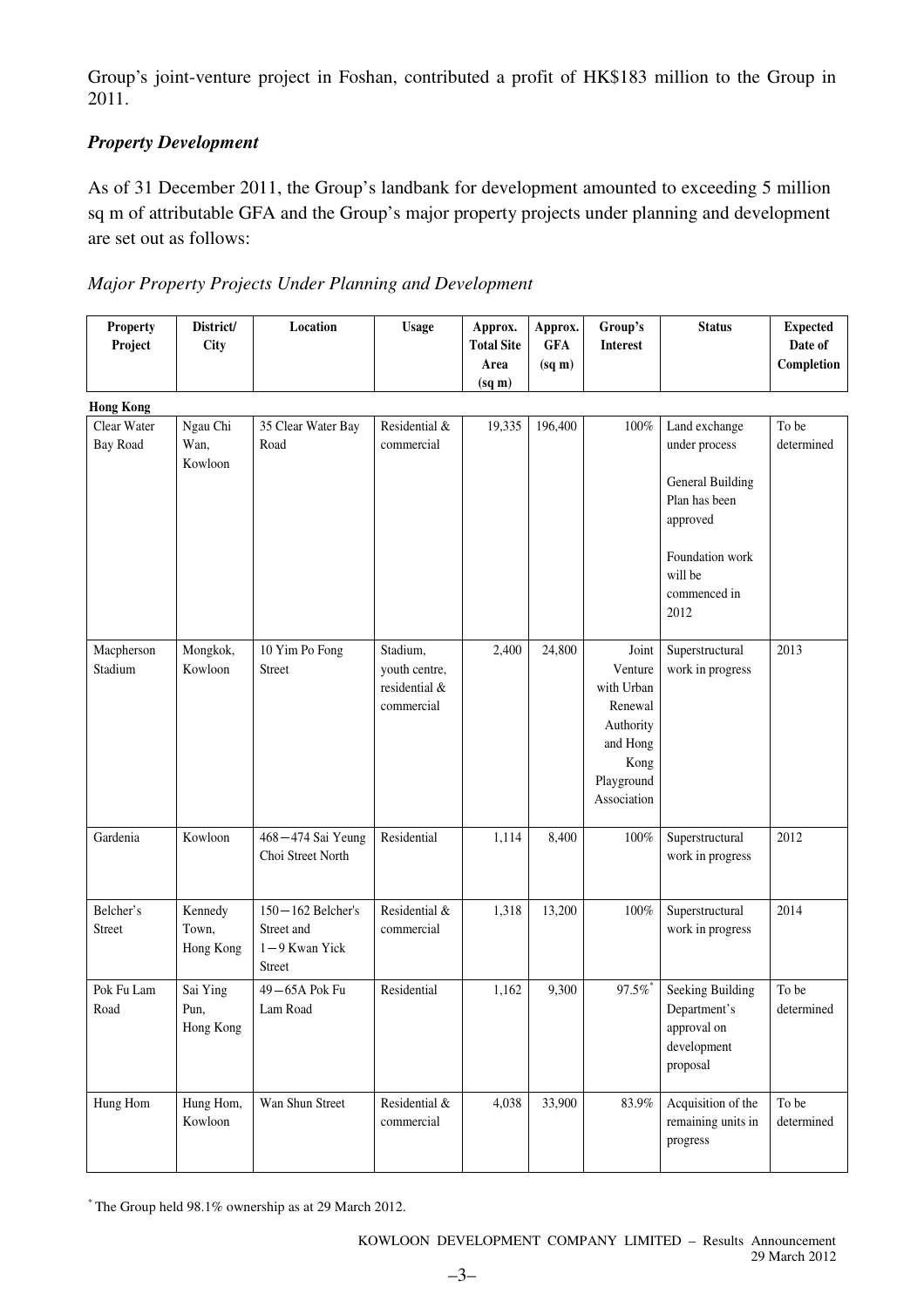Group's joint-venture project in Foshan, contributed a profit of HK$183 million to the Group in 2011.

### *Property Development*

As of 31 December 2011, the Group's landbank for development amounted to exceeding 5 million sq m of attributable GFA and the Group's major property projects under planning and development are set out as follows:

*Major Property Projects Under Planning and Development*

| Property Project | District/ City | Location | Usage | Approx. Total Site Area (sq m) | Approx. GFA (sq m) | Group's Interest | Status | Expected Date of Completion |
|---|---|---|---|---|---|---|---|---|
| **Hong Kong** | | | | | | | | |
| Clear Water Bay Road | Ngau Chi Wan, Kowloon | 35 Clear Water Bay Road | Residential & commercial | 19,335 | 196,400 | 100% | Land exchange under process<br><br>General Building Plan has been approved<br><br>Foundation work will be commenced in 2012 | To be determined |
| Macpherson Stadium | Mongkok, Kowloon | 10 Yim Po Fong Street | Stadium, youth centre, residential & commercial | 2,400 | 24,800 | Joint Venture with Urban Renewal Authority and Hong Kong Playground Association | Superstructural work in progress | 2013 |
| Gardenia | Kowloon | 468－474 Sai Yeung Choi Street North | Residential | 1,114 | 8,400 | 100% | Superstructural work in progress | 2012 |
| Belcher's Street | Kennedy Town, Hong Kong | 150－162 Belcher's Street and 1－9 Kwan Yick Street | Residential & commercial | 1,318 | 13,200 | 100% | Superstructural work in progress | 2014 |
| Pok Fu Lam Road | Sai Ying Pun, Hong Kong | 49－65A Pok Fu Lam Road | Residential | 1,162 | 9,300 | 97.5%* | Seeking Building Department's approval on development proposal | To be determined |
| Hung Hom | Hung Hom, Kowloon | Wan Shun Street | Residential & commercial | 4,038 | 33,900 | 83.9% | Acquisition of the remaining units in progress | To be determined |

\* The Group held 98.1% ownership as at 29 March 2012.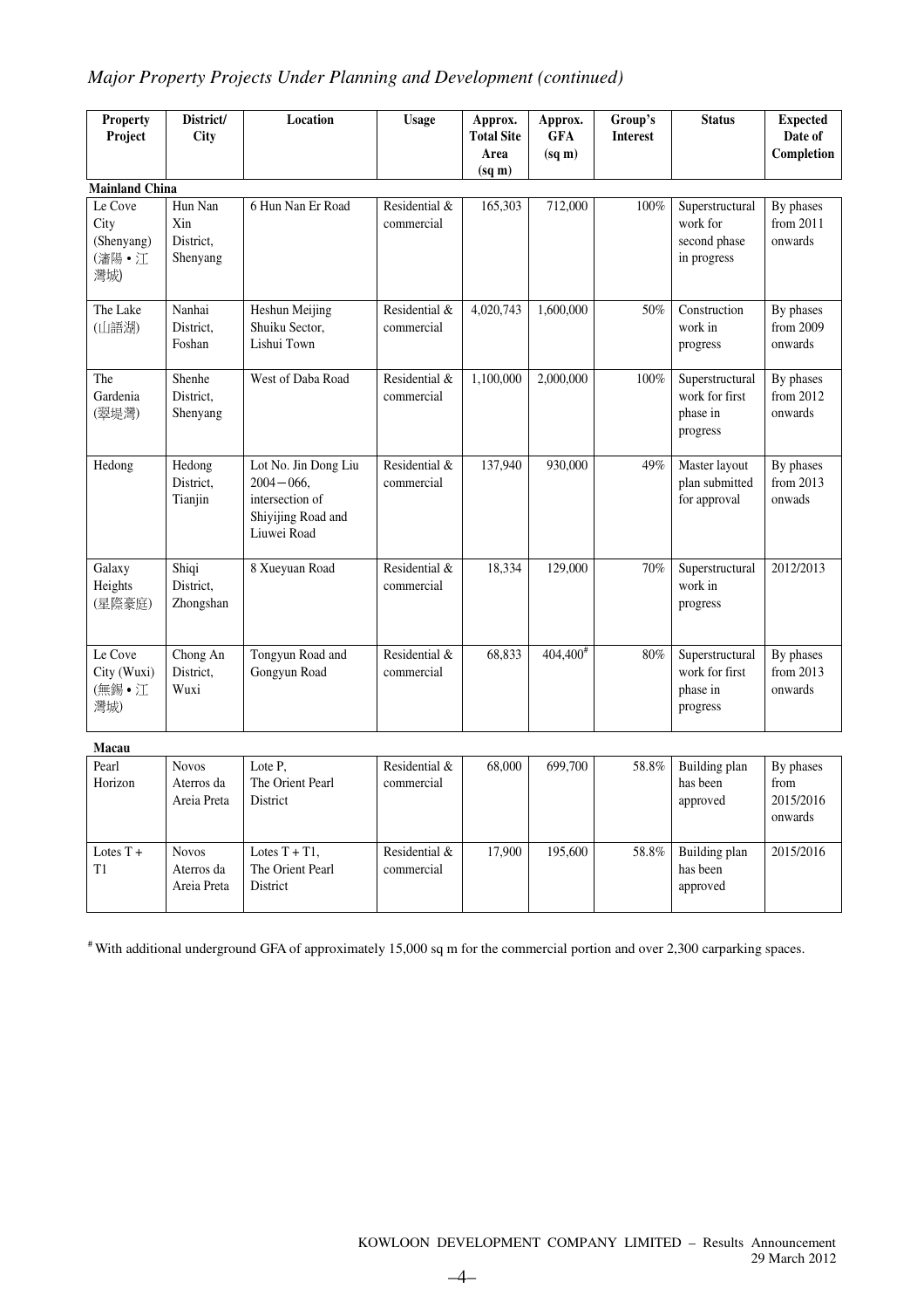*Major Property Projects Under Planning and Development (continued)*

| Property Project | District/ City | Location | Usage | Approx. Total Site Area (sq m) | Approx. GFA (sq m) | Group's Interest | Status | Expected Date of Completion |
|---|---|---|---|---|---|---|---|---|
| **Mainland China** | | | | | | | | |
| Le Cove City (Shenyang) (瀋陽 • 江灣城) | Hun Nan Xin District, Shenyang | 6 Hun Nan Er Road | Residential & commercial | 165,303 | 712,000 | 100% | Superstructural work for second phase in progress | By phases from 2011 onwards |
| The Lake (山語湖) | Nanhai District, Foshan | Heshun Meijing Shuiku Sector, Lishui Town | Residential & commercial | 4,020,743 | 1,600,000 | 50% | Construction work in progress | By phases from 2009 onwards |
| The Gardenia (翠堤灣) | Shenhe District, Shenyang | West of Daba Road | Residential & commercial | 1,100,000 | 2,000,000 | 100% | Superstructural work for first phase in progress | By phases from 2012 onwards |
| Hedong | Hedong District, Tianjin | Lot No. Jin Dong Liu 2004－066, intersection of Shiyijing Road and Liuwei Road | Residential & commercial | 137,940 | 930,000 | 49% | Master layout plan submitted for approval | By phases from 2013 onwads |
| Galaxy Heights (星際豪庭) | Shiqi District, Zhongshan | 8 Xueyuan Road | Residential & commercial | 18,334 | 129,000 | 70% | Superstructural work in progress | 2012/2013 |
| Le Cove City (Wuxi) (無錫 • 江灣城) | Chong An District, Wuxi | Tongyun Road and Gongyun Road | Residential & commercial | 68,833 | 404,400# | 80% | Superstructural work for first phase in progress | By phases from 2013 onwards |
| **Macau** | | | | | | | | |
| Pearl Horizon | Novos Aterros da Areia Preta | Lote P, The Orient Pearl District | Residential & commercial | 68,000 | 699,700 | 58.8% | Building plan has been approved | By phases from 2015/2016 onwards |
| Lotes T + T1 | Novos Aterros da Areia Preta | Lotes T + T1, The Orient Pearl District | Residential & commercial | 17,900 | 195,600 | 58.8% | Building plan has been approved | 2015/2016 |

# With additional underground GFA of approximately 15,000 sq m for the commercial portion and over 2,300 carparking spaces.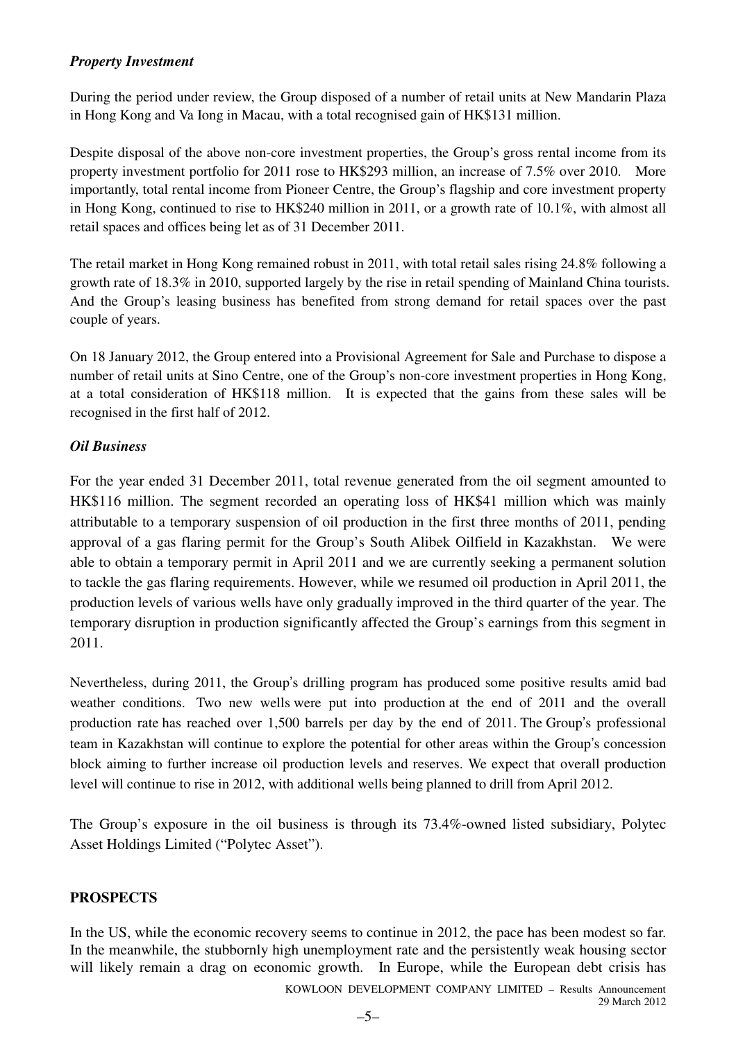*Property Investment*

During the period under review, the Group disposed of a number of retail units at New Mandarin Plaza in Hong Kong and Va Iong in Macau, with a total recognised gain of HK$131 million.

Despite disposal of the above non-core investment properties, the Group's gross rental income from its property investment portfolio for 2011 rose to HK$293 million, an increase of 7.5% over 2010. More importantly, total rental income from Pioneer Centre, the Group's flagship and core investment property in Hong Kong, continued to rise to HK$240 million in 2011, or a growth rate of 10.1%, with almost all retail spaces and offices being let as of 31 December 2011.

The retail market in Hong Kong remained robust in 2011, with total retail sales rising 24.8% following a growth rate of 18.3% in 2010, supported largely by the rise in retail spending of Mainland China tourists. And the Group's leasing business has benefited from strong demand for retail spaces over the past couple of years.

On 18 January 2012, the Group entered into a Provisional Agreement for Sale and Purchase to dispose a number of retail units at Sino Centre, one of the Group's non-core investment properties in Hong Kong, at a total consideration of HK$118 million. It is expected that the gains from these sales will be recognised in the first half of 2012.

*Oil Business*

For the year ended 31 December 2011, total revenue generated from the oil segment amounted to HK$116 million. The segment recorded an operating loss of HK$41 million which was mainly attributable to a temporary suspension of oil production in the first three months of 2011, pending approval of a gas flaring permit for the Group's South Alibek Oilfield in Kazakhstan. We were able to obtain a temporary permit in April 2011 and we are currently seeking a permanent solution to tackle the gas flaring requirements. However, while we resumed oil production in April 2011, the production levels of various wells have only gradually improved in the third quarter of the year. The temporary disruption in production significantly affected the Group's earnings from this segment in 2011.

Nevertheless, during 2011, the Group's drilling program has produced some positive results amid bad weather conditions. Two new wells were put into production at the end of 2011 and the overall production rate has reached over 1,500 barrels per day by the end of 2011. The Group's professional team in Kazakhstan will continue to explore the potential for other areas within the Group's concession block aiming to further increase oil production levels and reserves. We expect that overall production level will continue to rise in 2012, with additional wells being planned to drill from April 2012.

The Group's exposure in the oil business is through its 73.4%-owned listed subsidiary, Polytec Asset Holdings Limited ("Polytec Asset").

**PROSPECTS**

In the US, while the economic recovery seems to continue in 2012, the pace has been modest so far. In the meanwhile, the stubbornly high unemployment rate and the persistently weak housing sector will likely remain a drag on economic growth. In Europe, while the European debt crisis has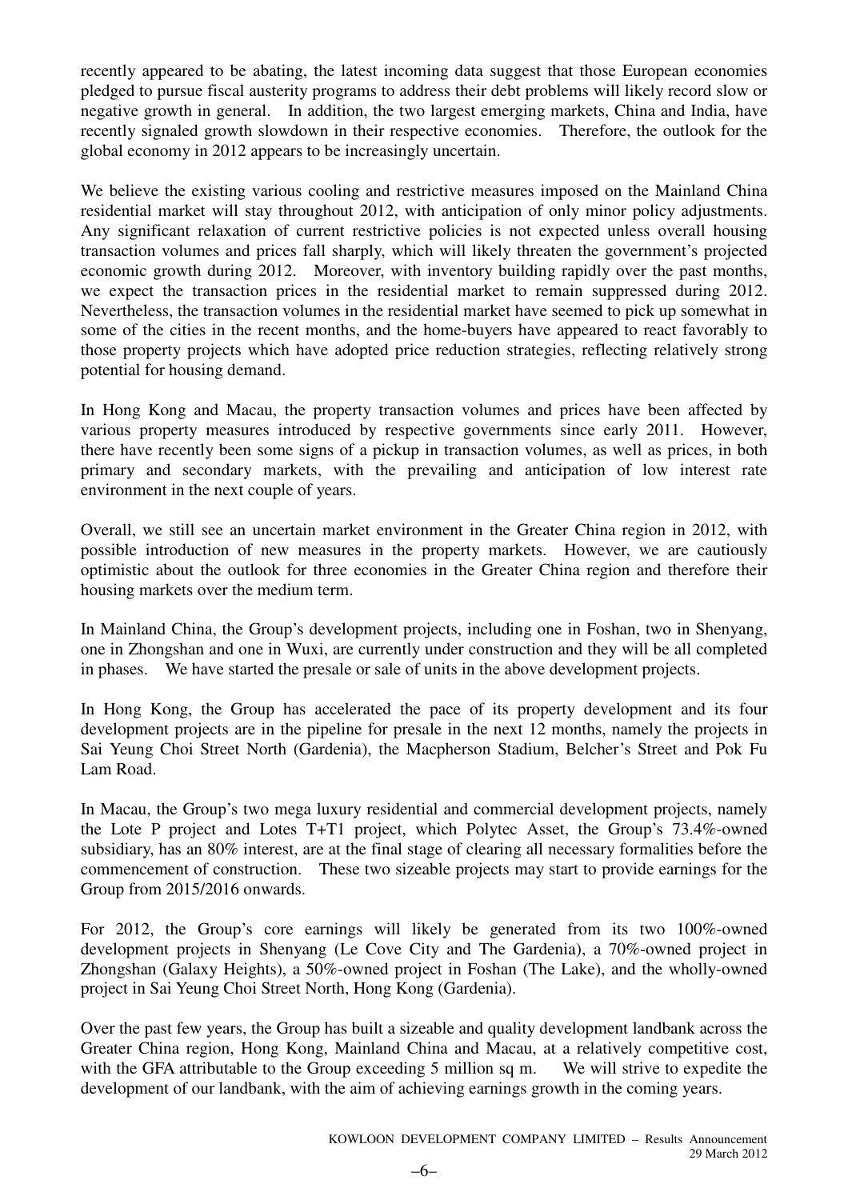recently appeared to be abating, the latest incoming data suggest that those European economies pledged to pursue fiscal austerity programs to address their debt problems will likely record slow or negative growth in general. In addition, the two largest emerging markets, China and India, have recently signaled growth slowdown in their respective economies. Therefore, the outlook for the global economy in 2012 appears to be increasingly uncertain.

We believe the existing various cooling and restrictive measures imposed on the Mainland China residential market will stay throughout 2012, with anticipation of only minor policy adjustments. Any significant relaxation of current restrictive policies is not expected unless overall housing transaction volumes and prices fall sharply, which will likely threaten the government's projected economic growth during 2012. Moreover, with inventory building rapidly over the past months, we expect the transaction prices in the residential market to remain suppressed during 2012. Nevertheless, the transaction volumes in the residential market have seemed to pick up somewhat in some of the cities in the recent months, and the home-buyers have appeared to react favorably to those property projects which have adopted price reduction strategies, reflecting relatively strong potential for housing demand.

In Hong Kong and Macau, the property transaction volumes and prices have been affected by various property measures introduced by respective governments since early 2011. However, there have recently been some signs of a pickup in transaction volumes, as well as prices, in both primary and secondary markets, with the prevailing and anticipation of low interest rate environment in the next couple of years.

Overall, we still see an uncertain market environment in the Greater China region in 2012, with possible introduction of new measures in the property markets. However, we are cautiously optimistic about the outlook for three economies in the Greater China region and therefore their housing markets over the medium term.

In Mainland China, the Group's development projects, including one in Foshan, two in Shenyang, one in Zhongshan and one in Wuxi, are currently under construction and they will be all completed in phases. We have started the presale or sale of units in the above development projects.

In Hong Kong, the Group has accelerated the pace of its property development and its four development projects are in the pipeline for presale in the next 12 months, namely the projects in Sai Yeung Choi Street North (Gardenia), the Macpherson Stadium, Belcher's Street and Pok Fu Lam Road.

In Macau, the Group's two mega luxury residential and commercial development projects, namely the Lote P project and Lotes T+T1 project, which Polytec Asset, the Group's 73.4%-owned subsidiary, has an 80% interest, are at the final stage of clearing all necessary formalities before the commencement of construction. These two sizeable projects may start to provide earnings for the Group from 2015/2016 onwards.

For 2012, the Group's core earnings will likely be generated from its two 100%-owned development projects in Shenyang (Le Cove City and The Gardenia), a 70%-owned project in Zhongshan (Galaxy Heights), a 50%-owned project in Foshan (The Lake), and the wholly-owned project in Sai Yeung Choi Street North, Hong Kong (Gardenia).

Over the past few years, the Group has built a sizeable and quality development landbank across the Greater China region, Hong Kong, Mainland China and Macau, at a relatively competitive cost, with the GFA attributable to the Group exceeding 5 million sq m. We will strive to expedite the development of our landbank, with the aim of achieving earnings growth in the coming years.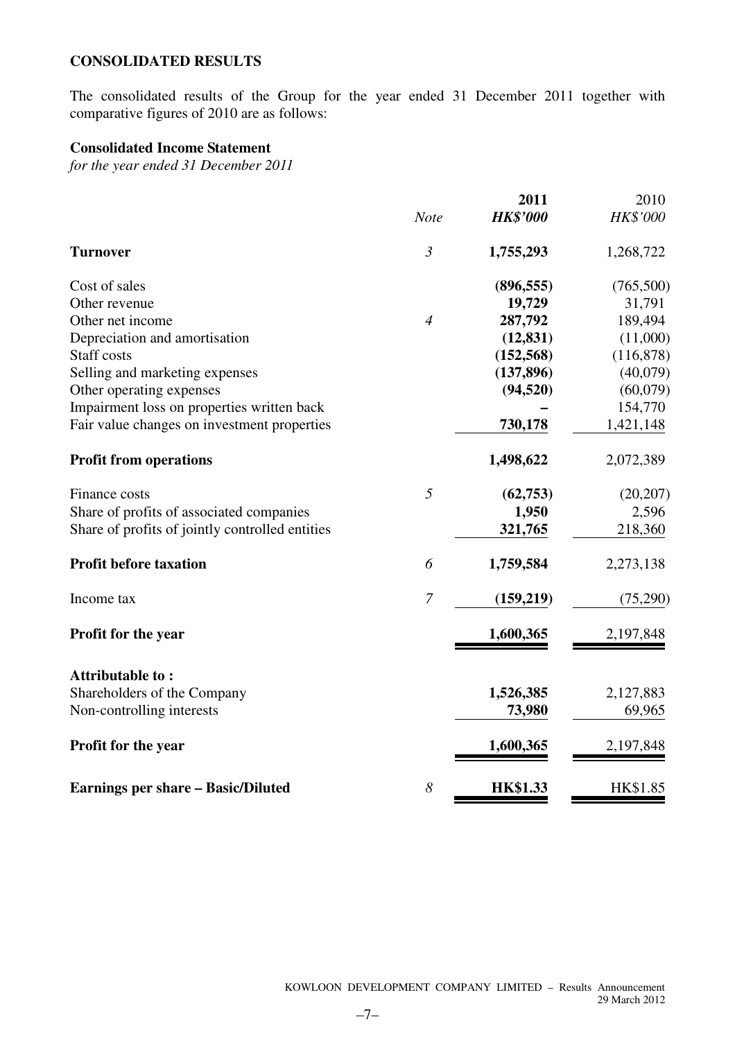**CONSOLIDATED RESULTS**

The consolidated results of the Group for the year ended 31 December 2011 together with comparative figures of 2010 are as follows:

**Consolidated Income Statement**

*for the year ended 31 December 2011*

| | *Note* | **2011** *HK$'000* | 2010 *HK$'000* |
|---|---|---|---|
| **Turnover** | *3* | **1,755,293** | 1,268,722 |
| Cost of sales | | **(896,555)** | (765,500) |
| Other revenue | | **19,729** | 31,791 |
| Other net income | *4* | **287,792** | 189,494 |
| Depreciation and amortisation | | **(12,831)** | (11,000) |
| Staff costs | | **(152,568)** | (116,878) |
| Selling and marketing expenses | | **(137,896)** | (40,079) |
| Other operating expenses | | **(94,520)** | (60,079) |
| Impairment loss on properties written back | | **–** | 154,770 |
| Fair value changes on investment properties | | **730,178** | 1,421,148 |
| **Profit from operations** | | **1,498,622** | 2,072,389 |
| Finance costs | *5* | **(62,753)** | (20,207) |
| Share of profits of associated companies | | **1,950** | 2,596 |
| Share of profits of jointly controlled entities | | **321,765** | 218,360 |
| **Profit before taxation** | *6* | **1,759,584** | 2,273,138 |
| Income tax | *7* | **(159,219)** | (75,290) |
| **Profit for the year** | | **1,600,365** | 2,197,848 |
| **Attributable to :** | | | |
| Shareholders of the Company | | **1,526,385** | 2,127,883 |
| Non-controlling interests | | **73,980** | 69,965 |
| **Profit for the year** | | **1,600,365** | 2,197,848 |
| **Earnings per share – Basic/Diluted** | *8* | **HK$1.33** | HK$1.85 |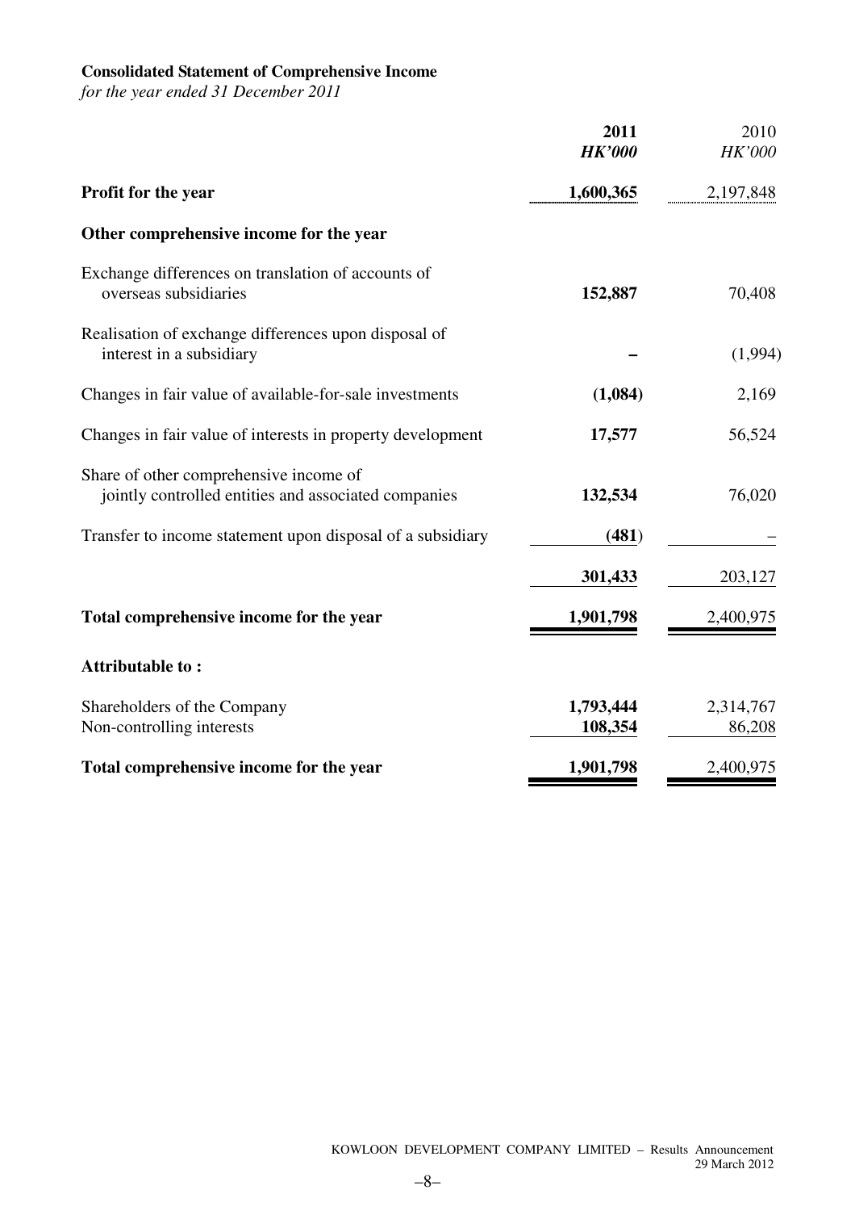**Consolidated Statement of Comprehensive Income**
*for the year ended 31 December 2011*

| | **2011** | 2010 |
|---|---|---|
| | ***HK'000*** | *HK'000* |
| **Profit for the year** | **1,600,365** | 2,197,848 |
| **Other comprehensive income for the year** | | |
| Exchange differences on translation of accounts of overseas subsidiaries | **152,887** | 70,408 |
| Realisation of exchange differences upon disposal of interest in a subsidiary | **–** | (1,994) |
| Changes in fair value of available-for-sale investments | **(1,084)** | 2,169 |
| Changes in fair value of interests in property development | **17,577** | 56,524 |
| Share of other comprehensive income of jointly controlled entities and associated companies | **132,534** | 76,020 |
| Transfer to income statement upon disposal of a subsidiary | **(481)** | – |
| | **301,433** | 203,127 |
| **Total comprehensive income for the year** | **1,901,798** | 2,400,975 |
| **Attributable to :** | | |
| Shareholders of the Company | **1,793,444** | 2,314,767 |
| Non-controlling interests | **108,354** | 86,208 |
| **Total comprehensive income for the year** | **1,901,798** | 2,400,975 |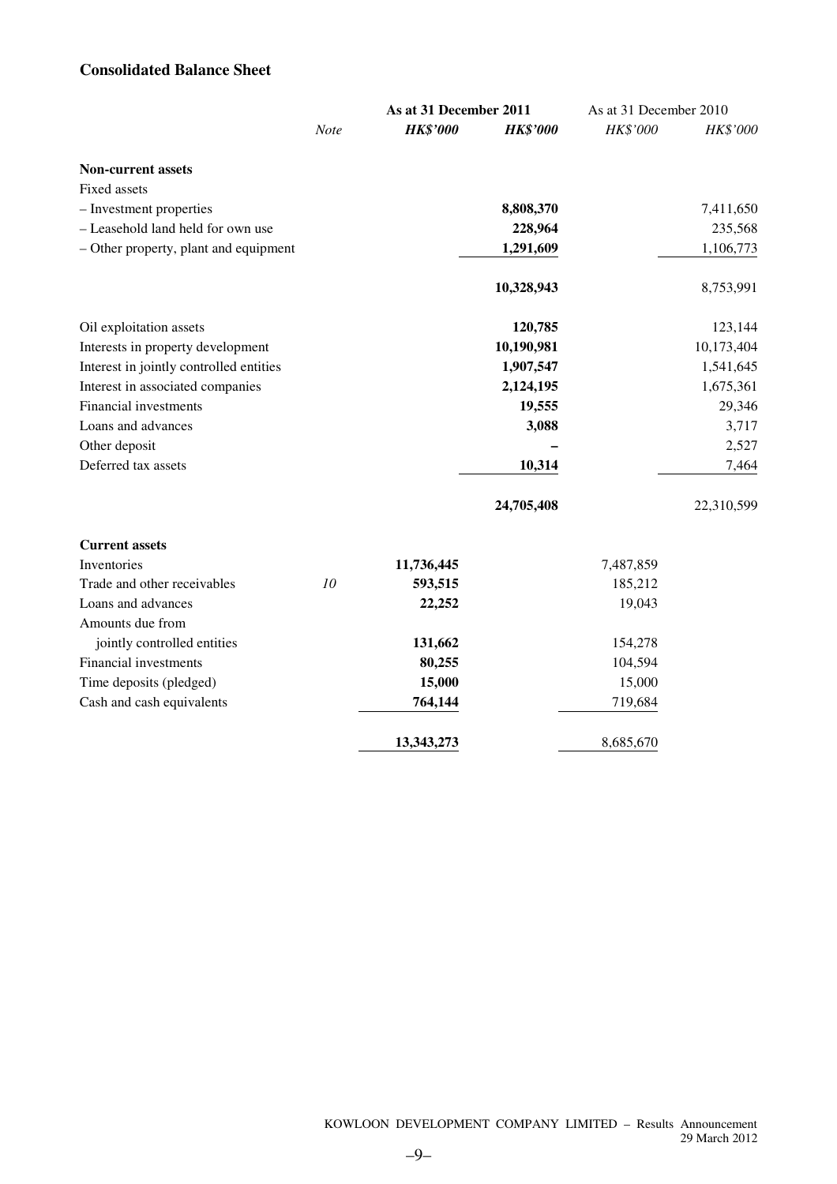## Consolidated Balance Sheet

| | | As at 31 December 2011 | | As at 31 December 2010 | |
|---|---|---|---|---|---|
| | *Note* | ***HK$'000*** | ***HK$'000*** | *HK$'000* | *HK$'000* |
| **Non-current assets** | | | | | |
| Fixed assets | | | | | |
| – Investment properties | | | **8,808,370** | | 7,411,650 |
| – Leasehold land held for own use | | | **228,964** | | 235,568 |
| – Other property, plant and equipment | | | **1,291,609** | | 1,106,773 |
| | | | **10,328,943** | | 8,753,991 |
| Oil exploitation assets | | | **120,785** | | 123,144 |
| Interests in property development | | | **10,190,981** | | 10,173,404 |
| Interest in jointly controlled entities | | | **1,907,547** | | 1,541,645 |
| Interest in associated companies | | | **2,124,195** | | 1,675,361 |
| Financial investments | | | **19,555** | | 29,346 |
| Loans and advances | | | **3,088** | | 3,717 |
| Other deposit | | | **–** | | 2,527 |
| Deferred tax assets | | | **10,314** | | 7,464 |
| | | | **24,705,408** | | 22,310,599 |
| **Current assets** | | | | | |
| Inventories | | **11,736,445** | | 7,487,859 | |
| Trade and other receivables | *10* | **593,515** | | 185,212 | |
| Loans and advances | | **22,252** | | 19,043 | |
| Amounts due from jointly controlled entities | | **131,662** | | 154,278 | |
| Financial investments | | **80,255** | | 104,594 | |
| Time deposits (pledged) | | **15,000** | | 15,000 | |
| Cash and cash equivalents | | **764,144** | | 719,684 | |
| | | **13,343,273** | | 8,685,670 | |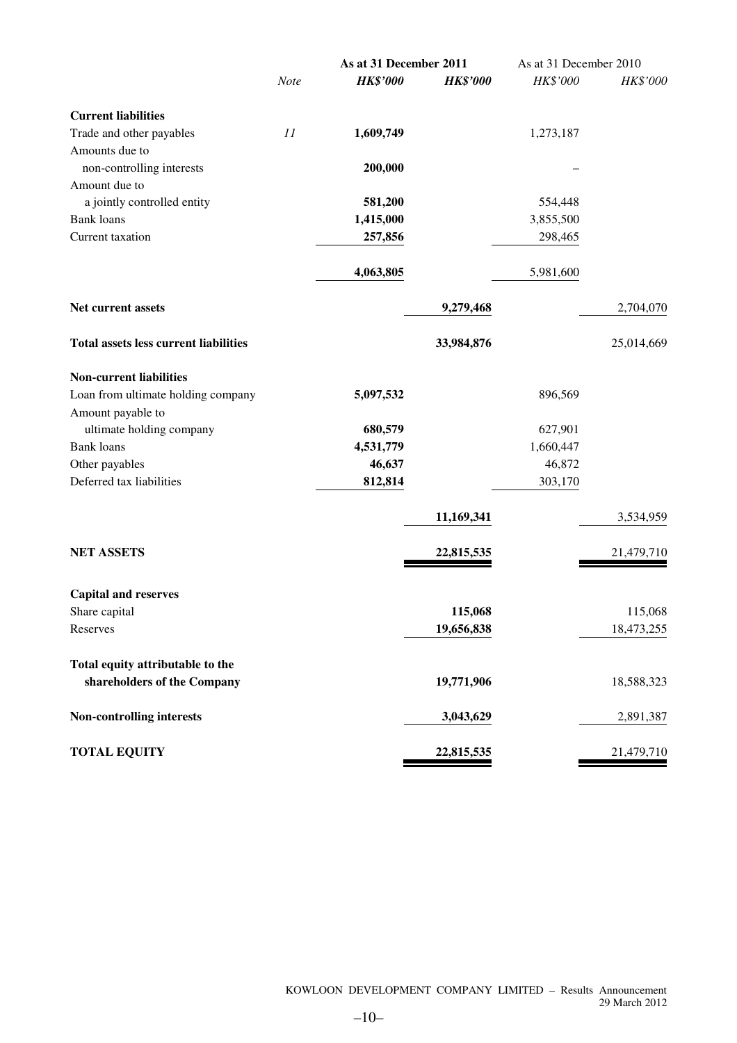| | Note | As at 31 December 2011 | | As at 31 December 2010 | |
|---|---|---|---|---|---|
| | | ***HK$'000*** | ***HK$'000*** | *HK$'000* | *HK$'000* |
| **Current liabilities** | | | | | |
| Trade and other payables | *11* | **1,609,749** | | 1,273,187 | |
| Amounts due to non-controlling interests | | **200,000** | | – | |
| Amount due to a jointly controlled entity | | **581,200** | | 554,448 | |
| Bank loans | | **1,415,000** | | 3,855,500 | |
| Current taxation | | **257,856** | | 298,465 | |
| | | **4,063,805** | | 5,981,600 | |
| **Net current assets** | | | **9,279,468** | | 2,704,070 |
| **Total assets less current liabilities** | | | **33,984,876** | | 25,014,669 |
| **Non-current liabilities** | | | | | |
| Loan from ultimate holding company | | **5,097,532** | | 896,569 | |
| Amount payable to ultimate holding company | | **680,579** | | 627,901 | |
| Bank loans | | **4,531,779** | | 1,660,447 | |
| Other payables | | **46,637** | | 46,872 | |
| Deferred tax liabilities | | **812,814** | | 303,170 | |
| | | | **11,169,341** | | 3,534,959 |
| **NET ASSETS** | | | **22,815,535** | | 21,479,710 |
| **Capital and reserves** | | | | | |
| Share capital | | | **115,068** | | 115,068 |
| Reserves | | | **19,656,838** | | 18,473,255 |
| **Total equity attributable to the shareholders of the Company** | | | **19,771,906** | | 18,588,323 |
| **Non-controlling interests** | | | **3,043,629** | | 2,891,387 |
| **TOTAL EQUITY** | | | **22,815,535** | | 21,479,710 |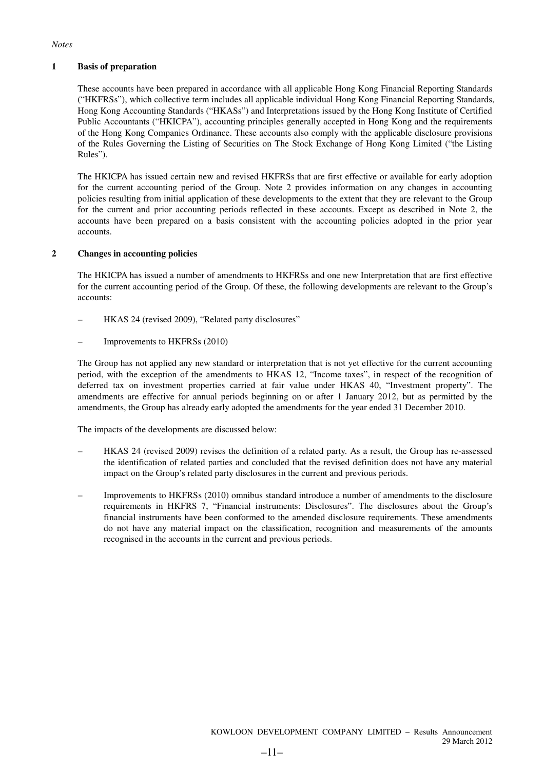*Notes*

## 1 Basis of preparation

These accounts have been prepared in accordance with all applicable Hong Kong Financial Reporting Standards ("HKFRSs"), which collective term includes all applicable individual Hong Kong Financial Reporting Standards, Hong Kong Accounting Standards ("HKASs") and Interpretations issued by the Hong Kong Institute of Certified Public Accountants ("HKICPA"), accounting principles generally accepted in Hong Kong and the requirements of the Hong Kong Companies Ordinance. These accounts also comply with the applicable disclosure provisions of the Rules Governing the Listing of Securities on The Stock Exchange of Hong Kong Limited ("the Listing Rules").

The HKICPA has issued certain new and revised HKFRSs that are first effective or available for early adoption for the current accounting period of the Group. Note 2 provides information on any changes in accounting policies resulting from initial application of these developments to the extent that they are relevant to the Group for the current and prior accounting periods reflected in these accounts. Except as described in Note 2, the accounts have been prepared on a basis consistent with the accounting policies adopted in the prior year accounts.

## 2 Changes in accounting policies

The HKICPA has issued a number of amendments to HKFRSs and one new Interpretation that are first effective for the current accounting period of the Group. Of these, the following developments are relevant to the Group's accounts:

– HKAS 24 (revised 2009), "Related party disclosures"

– Improvements to HKFRSs (2010)

The Group has not applied any new standard or interpretation that is not yet effective for the current accounting period, with the exception of the amendments to HKAS 12, "Income taxes", in respect of the recognition of deferred tax on investment properties carried at fair value under HKAS 40, "Investment property". The amendments are effective for annual periods beginning on or after 1 January 2012, but as permitted by the amendments, the Group has already early adopted the amendments for the year ended 31 December 2010.

The impacts of the developments are discussed below:

– HKAS 24 (revised 2009) revises the definition of a related party. As a result, the Group has re-assessed the identification of related parties and concluded that the revised definition does not have any material impact on the Group's related party disclosures in the current and previous periods.

– Improvements to HKFRSs (2010) omnibus standard introduce a number of amendments to the disclosure requirements in HKFRS 7, "Financial instruments: Disclosures". The disclosures about the Group's financial instruments have been conformed to the amended disclosure requirements. These amendments do not have any material impact on the classification, recognition and measurements of the amounts recognised in the accounts in the current and previous periods.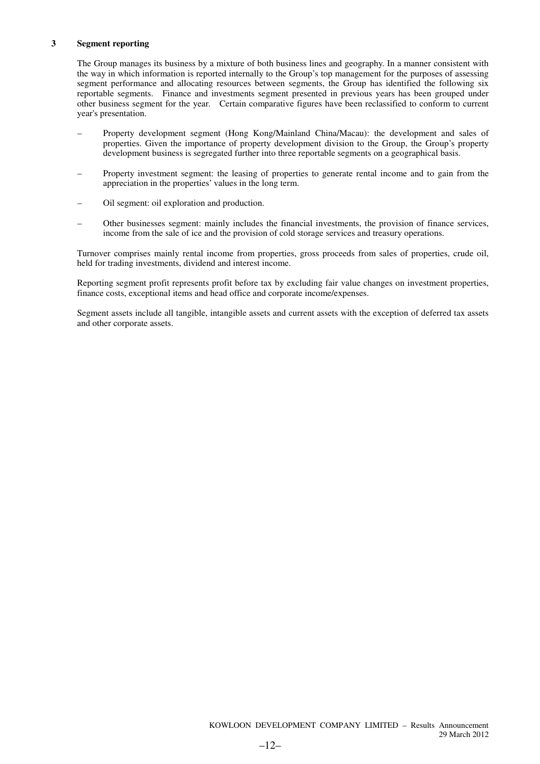## 3 Segment reporting

The Group manages its business by a mixture of both business lines and geography. In a manner consistent with the way in which information is reported internally to the Group's top management for the purposes of assessing segment performance and allocating resources between segments, the Group has identified the following six reportable segments. Finance and investments segment presented in previous years has been grouped under other business segment for the year. Certain comparative figures have been reclassified to conform to current year's presentation.

- Property development segment (Hong Kong/Mainland China/Macau): the development and sales of properties. Given the importance of property development division to the Group, the Group's property development business is segregated further into three reportable segments on a geographical basis.
- Property investment segment: the leasing of properties to generate rental income and to gain from the appreciation in the properties' values in the long term.
- Oil segment: oil exploration and production.
- Other businesses segment: mainly includes the financial investments, the provision of finance services, income from the sale of ice and the provision of cold storage services and treasury operations.

Turnover comprises mainly rental income from properties, gross proceeds from sales of properties, crude oil, held for trading investments, dividend and interest income.

Reporting segment profit represents profit before tax by excluding fair value changes on investment properties, finance costs, exceptional items and head office and corporate income/expenses.

Segment assets include all tangible, intangible assets and current assets with the exception of deferred tax assets and other corporate assets.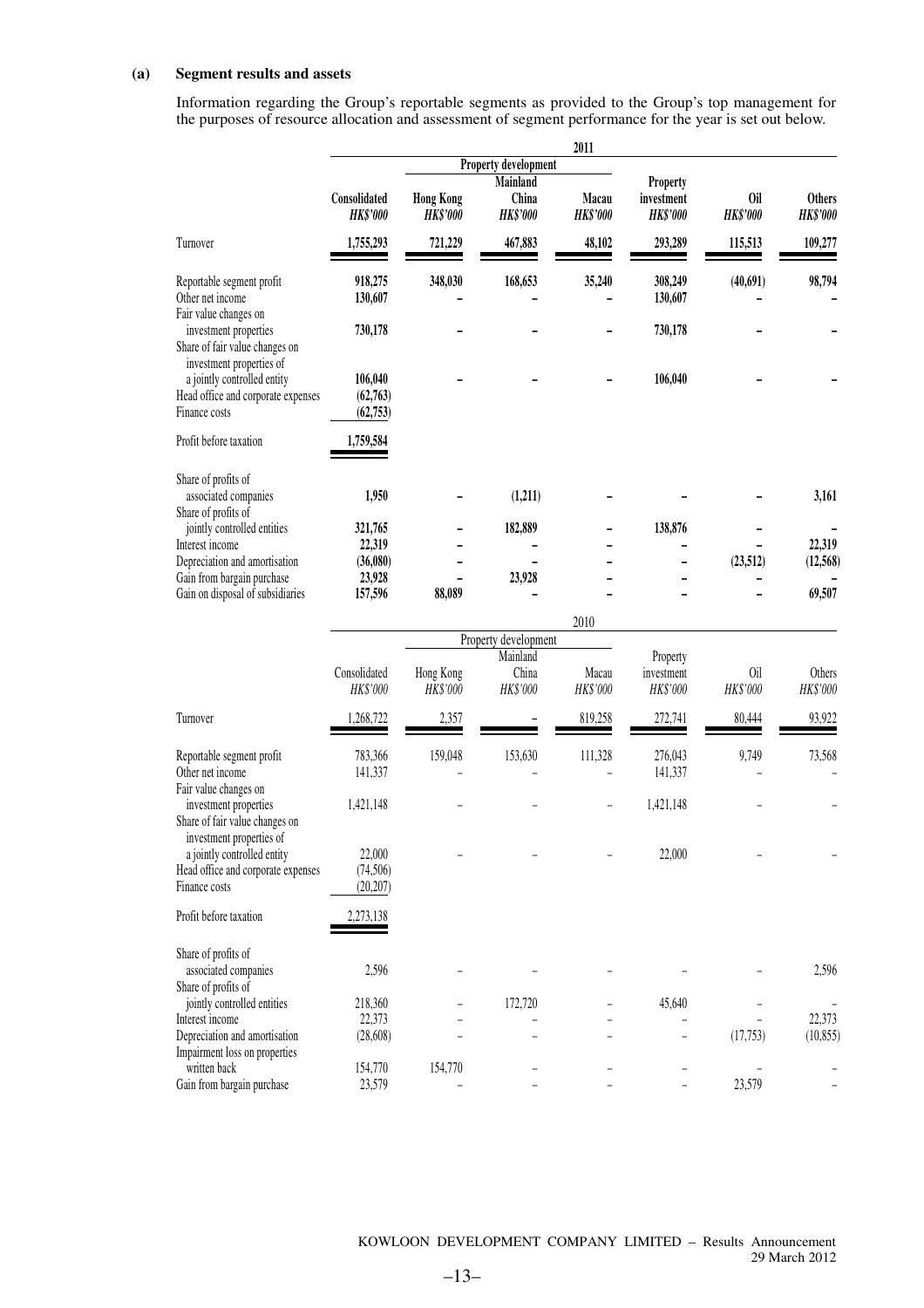**(a) Segment results and assets**

Information regarding the Group's reportable segments as provided to the Group's top management for the purposes of resource allocation and assessment of segment performance for the year is set out below.

| | **2011** | | | | | | |
|---|---|---|---|---|---|---|---|
| | | **Property development** | | | | | |
| | **Consolidated** | **Hong Kong** | **Mainland China** | **Macau** | **Property investment** | **Oil** | **Others** |
| | ***HK$'000*** | ***HK$'000*** | ***HK$'000*** | ***HK$'000*** | ***HK$'000*** | ***HK$'000*** | ***HK$'000*** |
| Turnover | **1,755,293** | **721,229** | **467,883** | **48,102** | **293,289** | **115,513** | **109,277** |
| Reportable segment profit | **918,275** | **348,030** | **168,653** | **35,240** | **308,249** | **(40,691)** | **98,794** |
| Other net income | **130,607** | **–** | **–** | **–** | **130,607** | **–** | **–** |
| Fair value changes on investment properties | **730,178** | **–** | **–** | **–** | **730,178** | **–** | **–** |
| Share of fair value changes on investment properties of a jointly controlled entity | **106,040** | **–** | **–** | **–** | **106,040** | **–** | **–** |
| Head office and corporate expenses | **(62,763)** | | | | | | |
| Finance costs | **(62,753)** | | | | | | |
| Profit before taxation | **1,759,584** | | | | | | |
| Share of profits of associated companies | **1,950** | **–** | **(1,211)** | **–** | **–** | **–** | **3,161** |
| Share of profits of jointly controlled entities | **321,765** | **–** | **182,889** | **–** | **138,876** | **–** | **–** |
| Interest income | **22,319** | **–** | **–** | **–** | **–** | **–** | **22,319** |
| Depreciation and amortisation | **(36,080)** | **–** | **–** | **–** | **–** | **(23,512)** | **(12,568)** |
| Gain from bargain purchase | **23,928** | **–** | **23,928** | **–** | **–** | **–** | **–** |
| Gain on disposal of subsidiaries | **157,596** | **88,089** | **–** | **–** | **–** | **–** | **69,507** |

| | 2010 | | | | | | |
|---|---|---|---|---|---|---|---|
| | | Property development | | | | | |
| | Consolidated | Hong Kong | Mainland China | Macau | Property investment | Oil | Others |
| | *HK$'000* | *HK$'000* | *HK$'000* | *HK$'000* | *HK$'000* | *HK$'000* | *HK$'000* |
| Turnover | 1,268,722 | 2,357 | – | 819,258 | 272,741 | 80,444 | 93,922 |
| Reportable segment profit | 783,366 | 159,048 | 153,630 | 111,328 | 276,043 | 9,749 | 73,568 |
| Other net income | 141,337 | – | – | – | 141,337 | – | – |
| Fair value changes on investment properties | 1,421,148 | – | – | – | 1,421,148 | – | – |
| Share of fair value changes on investment properties of a jointly controlled entity | 22,000 | – | – | – | 22,000 | – | – |
| Head office and corporate expenses | (74,506) | | | | | | |
| Finance costs | (20,207) | | | | | | |
| Profit before taxation | 2,273,138 | | | | | | |
| Share of profits of associated companies | 2,596 | – | – | – | – | – | 2,596 |
| Share of profits of jointly controlled entities | 218,360 | – | 172,720 | – | 45,640 | – | – |
| Interest income | 22,373 | – | – | – | – | – | 22,373 |
| Depreciation and amortisation | (28,608) | – | – | – | – | (17,753) | (10,855) |
| Impairment loss on properties written back | 154,770 | 154,770 | – | – | – | – | – |
| Gain from bargain purchase | 23,579 | – | – | – | – | 23,579 | – |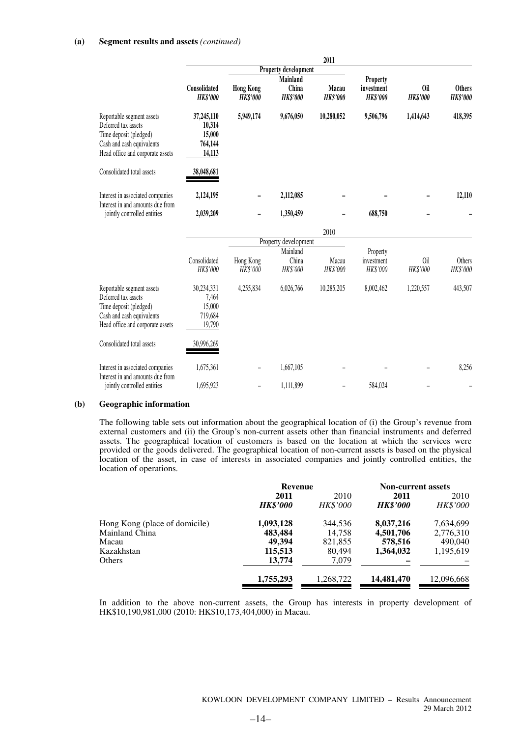**(a) Segment results and assets** *(continued)*

| | **2011** | | | | | | |
|---|---|---|---|---|---|---|---|
| | | **Property development** | | | | | |
| | **Consolidated** | **Hong Kong** | **Mainland China** | **Macau** | **Property investment** | **Oil** | **Others** |
| | ***HK$'000*** | ***HK$'000*** | ***HK$'000*** | ***HK$'000*** | ***HK$'000*** | ***HK$'000*** | ***HK$'000*** |
| Reportable segment assets | **37,245,110** | **5,949,174** | **9,676,050** | **10,280,052** | **9,506,796** | **1,414,643** | **418,395** |
| Deferred tax assets | **10,314** | | | | | | |
| Time deposit (pledged) | **15,000** | | | | | | |
| Cash and cash equivalents | **764,144** | | | | | | |
| Head office and corporate assets | **14,113** | | | | | | |
| Consolidated total assets | **38,048,681** | | | | | | |
| Interest in associated companies | **2,124,195** | **–** | **2,112,085** | **–** | **–** | **–** | **12,110** |
| Interest in and amounts due from jointly controlled entities | **2,039,209** | **–** | **1,350,459** | **–** | **688,750** | **–** | **–** |

| | 2010 | | | | | | |
|---|---|---|---|---|---|---|---|
| | | Property development | | | | | |
| | Consolidated | Hong Kong | Mainland China | Macau | Property investment | Oil | Others |
| | *HK$'000* | *HK$'000* | *HK$'000* | *HK$'000* | *HK$'000* | *HK$'000* | *HK$'000* |
| Reportable segment assets | 30,234,331 | 4,255,834 | 6,026,766 | 10,285,205 | 8,002,462 | 1,220,557 | 443,507 |
| Deferred tax assets | 7,464 | | | | | | |
| Time deposit (pledged) | 15,000 | | | | | | |
| Cash and cash equivalents | 719,684 | | | | | | |
| Head office and corporate assets | 19,790 | | | | | | |
| Consolidated total assets | 30,996,269 | | | | | | |
| Interest in associated companies | 1,675,361 | – | 1,667,105 | – | – | – | 8,256 |
| Interest in and amounts due from jointly controlled entities | 1,695,923 | – | 1,111,899 | – | 584,024 | – | – |

**(b) Geographic information**

The following table sets out information about the geographical location of (i) the Group's revenue from external customers and (ii) the Group's non-current assets other than financial instruments and deferred assets. The geographical location of customers is based on the location at which the services were provided or the goods delivered. The geographical location of non-current assets is based on the physical location of the asset, in case of interests in associated companies and jointly controlled entities, the location of operations.

| | **Revenue** | | **Non-current assets** | |
|---|---|---|---|---|
| | **2011** | 2010 | **2011** | 2010 |
| | ***HK$'000*** | *HK$'000* | ***HK$'000*** | *HK$'000* |
| Hong Kong (place of domicile) | **1,093,128** | 344,536 | **8,037,216** | 7,634,699 |
| Mainland China | **483,484** | 14,758 | **4,501,706** | 2,776,310 |
| Macau | **49,394** | 821,855 | **578,516** | 490,040 |
| Kazakhstan | **115,513** | 80,494 | **1,364,032** | 1,195,619 |
| Others | **13,774** | 7,079 | **–** | – |
| | **1,755,293** | 1,268,722 | **14,481,470** | 12,096,668 |

In addition to the above non-current assets, the Group has interests in property development of HK$10,190,981,000 (2010: HK$10,173,404,000) in Macau.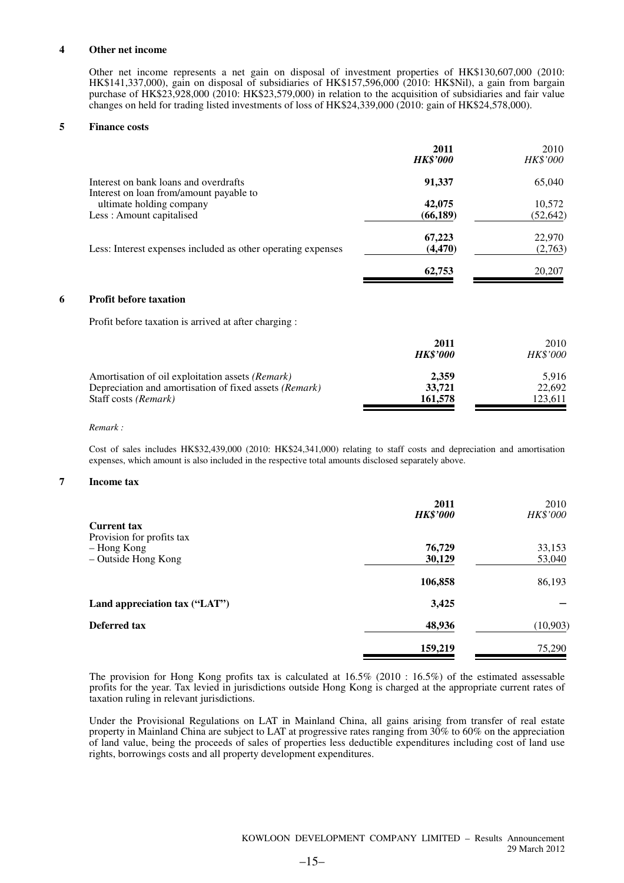## 4 Other net income

Other net income represents a net gain on disposal of investment properties of HK$130,607,000 (2010: HK$141,337,000), gain on disposal of subsidiaries of HK$157,596,000 (2010: HK$Nil), a gain from bargain purchase of HK$23,928,000 (2010: HK$23,579,000) in relation to the acquisition of subsidiaries and fair value changes on held for trading listed investments of loss of HK$24,339,000 (2010: gain of HK$24,578,000).

## 5 Finance costs

| | **2011** *HK$'000* | 2010 *HK$'000* |
|---|---|---|
| Interest on bank loans and overdrafts | **91,337** | 65,040 |
| Interest on loan from/amount payable to ultimate holding company | **42,075** | 10,572 |
| Less : Amount capitalised | **(66,189)** | (52,642) |
| | **67,223** | 22,970 |
| Less: Interest expenses included as other operating expenses | **(4,470)** | (2,763) |
| | **62,753** | 20,207 |

## 6 Profit before taxation

Profit before taxation is arrived at after charging :

| | **2011** *HK$'000* | 2010 *HK$'000* |
|---|---|---|
| Amortisation of oil exploitation assets *(Remark)* | **2,359** | 5,916 |
| Depreciation and amortisation of fixed assets *(Remark)* | **33,721** | 22,692 |
| Staff costs *(Remark)* | **161,578** | 123,611 |

*Remark :*

Cost of sales includes HK$32,439,000 (2010: HK$24,341,000) relating to staff costs and depreciation and amortisation expenses, which amount is also included in the respective total amounts disclosed separately above.

## 7 Income tax

| | **2011** *HK$'000* | 2010 *HK$'000* |
|---|---|---|
| **Current tax** | | |
| Provision for profits tax | | |
| – Hong Kong | **76,729** | 33,153 |
| – Outside Hong Kong | **30,129** | 53,040 |
| | **106,858** | 86,193 |
| **Land appreciation tax ("LAT")** | **3,425** | – |
| **Deferred tax** | **48,936** | (10,903) |
| | **159,219** | 75,290 |

The provision for Hong Kong profits tax is calculated at 16.5% (2010 : 16.5%) of the estimated assessable profits for the year. Tax levied in jurisdictions outside Hong Kong is charged at the appropriate current rates of taxation ruling in relevant jurisdictions.

Under the Provisional Regulations on LAT in Mainland China, all gains arising from transfer of real estate property in Mainland China are subject to LAT at progressive rates ranging from 30% to 60% on the appreciation of land value, being the proceeds of sales of properties less deductible expenditures including cost of land use rights, borrowings costs and all property development expenditures.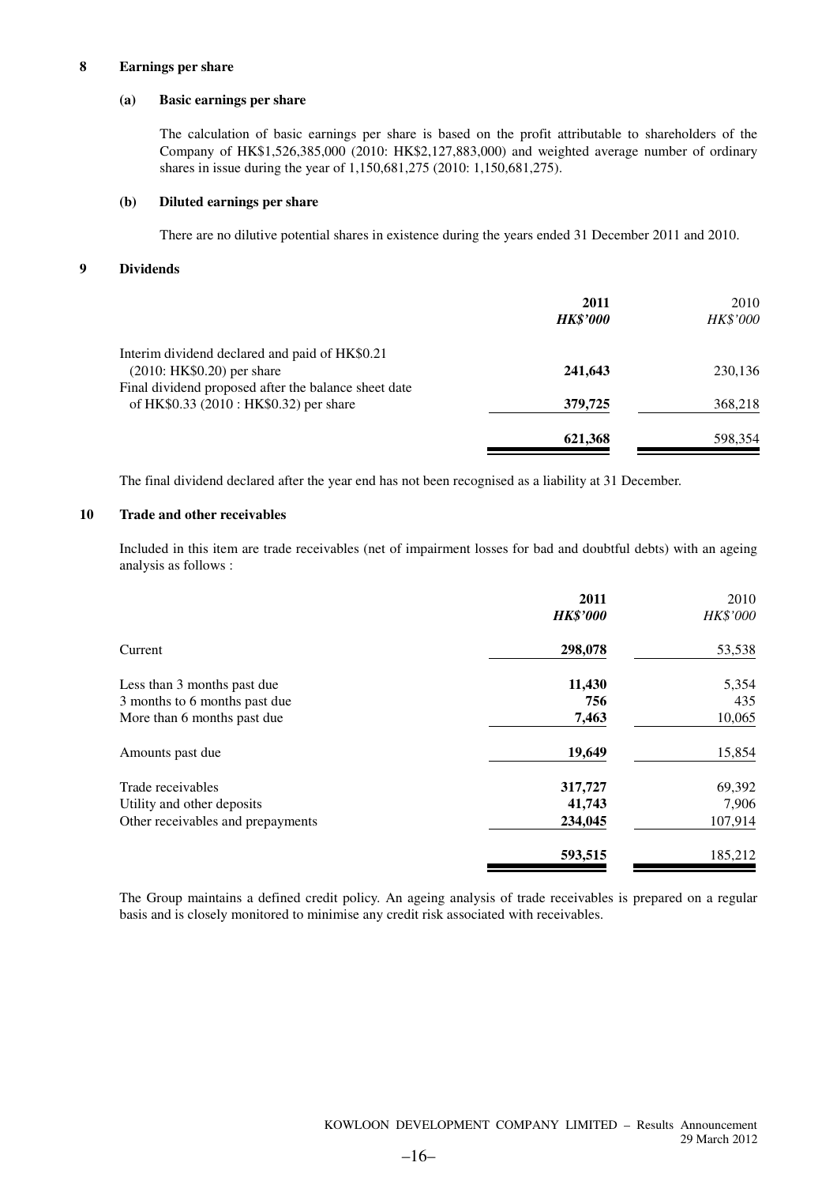## 8 Earnings per share

### (a) Basic earnings per share

The calculation of basic earnings per share is based on the profit attributable to shareholders of the Company of HK$1,526,385,000 (2010: HK$2,127,883,000) and weighted average number of ordinary shares in issue during the year of 1,150,681,275 (2010: 1,150,681,275).

### (b) Diluted earnings per share

There are no dilutive potential shares in existence during the years ended 31 December 2011 and 2010.

## 9 Dividends

| | **2011** | 2010 |
|---|---|---|
| | ***HK$'000*** | *HK$'000* |
| Interim dividend declared and paid of HK$0.21 (2010: HK$0.20) per share | **241,643** | 230,136 |
| Final dividend proposed after the balance sheet date of HK$0.33 (2010 : HK$0.32) per share | **379,725** | 368,218 |
| | **621,368** | 598,354 |

The final dividend declared after the year end has not been recognised as a liability at 31 December.

## 10 Trade and other receivables

Included in this item are trade receivables (net of impairment losses for bad and doubtful debts) with an ageing analysis as follows :

| | **2011** | 2010 |
|---|---|---|
| | ***HK$'000*** | *HK$'000* |
| Current | **298,078** | 53,538 |
| Less than 3 months past due | **11,430** | 5,354 |
| 3 months to 6 months past due | **756** | 435 |
| More than 6 months past due | **7,463** | 10,065 |
| Amounts past due | **19,649** | 15,854 |
| Trade receivables | **317,727** | 69,392 |
| Utility and other deposits | **41,743** | 7,906 |
| Other receivables and prepayments | **234,045** | 107,914 |
| | **593,515** | 185,212 |

The Group maintains a defined credit policy. An ageing analysis of trade receivables is prepared on a regular basis and is closely monitored to minimise any credit risk associated with receivables.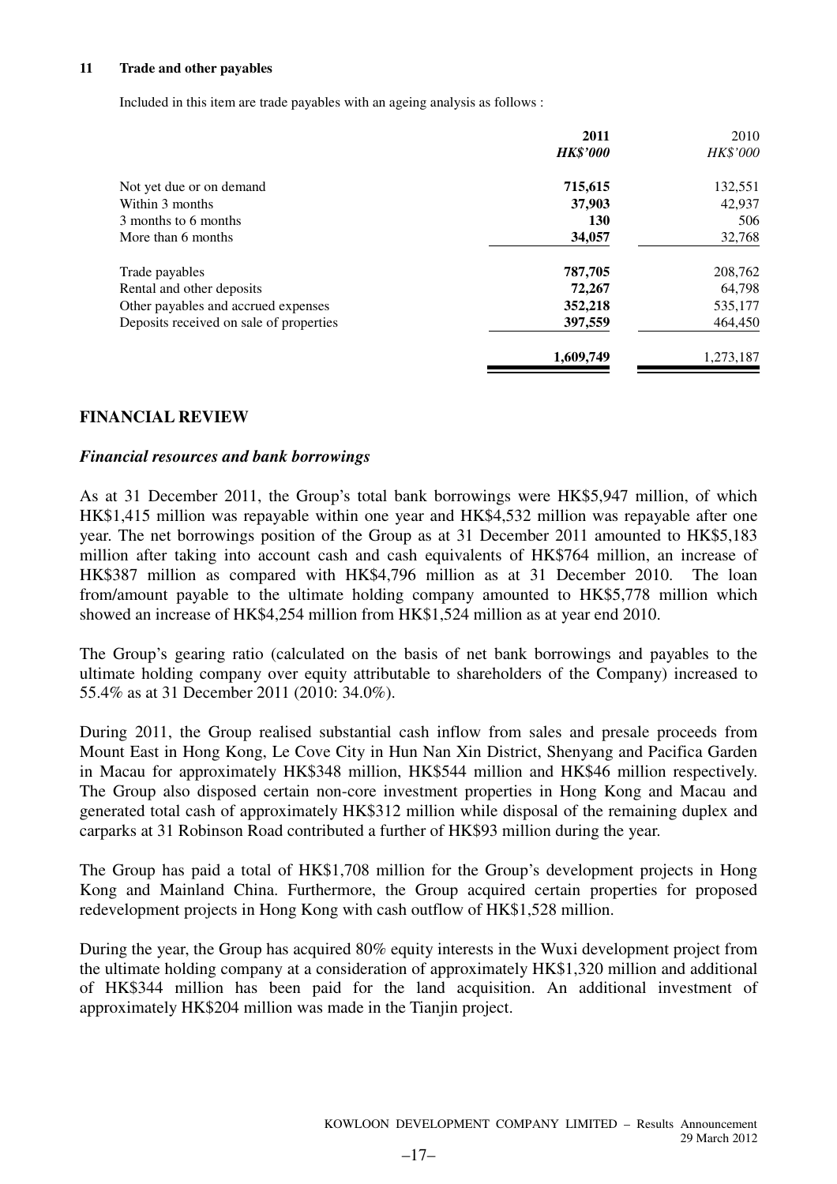**11 Trade and other payables**

Included in this item are trade payables with an ageing analysis as follows :

| | **2011** | 2010 |
|---|---|---|
| | ***HK$'000*** | *HK$'000* |
| Not yet due or on demand | **715,615** | 132,551 |
| Within 3 months | **37,903** | 42,937 |
| 3 months to 6 months | **130** | 506 |
| More than 6 months | **34,057** | 32,768 |
| Trade payables | **787,705** | 208,762 |
| Rental and other deposits | **72,267** | 64,798 |
| Other payables and accrued expenses | **352,218** | 535,177 |
| Deposits received on sale of properties | **397,559** | 464,450 |
| | **1,609,749** | 1,273,187 |

## FINANCIAL REVIEW

### *Financial resources and bank borrowings*

As at 31 December 2011, the Group's total bank borrowings were HK$5,947 million, of which HK$1,415 million was repayable within one year and HK$4,532 million was repayable after one year. The net borrowings position of the Group as at 31 December 2011 amounted to HK$5,183 million after taking into account cash and cash equivalents of HK$764 million, an increase of HK$387 million as compared with HK$4,796 million as at 31 December 2010. The loan from/amount payable to the ultimate holding company amounted to HK$5,778 million which showed an increase of HK$4,254 million from HK$1,524 million as at year end 2010.

The Group's gearing ratio (calculated on the basis of net bank borrowings and payables to the ultimate holding company over equity attributable to shareholders of the Company) increased to 55.4% as at 31 December 2011 (2010: 34.0%).

During 2011, the Group realised substantial cash inflow from sales and presale proceeds from Mount East in Hong Kong, Le Cove City in Hun Nan Xin District, Shenyang and Pacifica Garden in Macau for approximately HK$348 million, HK$544 million and HK$46 million respectively. The Group also disposed certain non-core investment properties in Hong Kong and Macau and generated total cash of approximately HK$312 million while disposal of the remaining duplex and carparks at 31 Robinson Road contributed a further of HK$93 million during the year.

The Group has paid a total of HK$1,708 million for the Group's development projects in Hong Kong and Mainland China. Furthermore, the Group acquired certain properties for proposed redevelopment projects in Hong Kong with cash outflow of HK$1,528 million.

During the year, the Group has acquired 80% equity interests in the Wuxi development project from the ultimate holding company at a consideration of approximately HK$1,320 million and additional of HK$344 million has been paid for the land acquisition. An additional investment of approximately HK$204 million was made in the Tianjin project.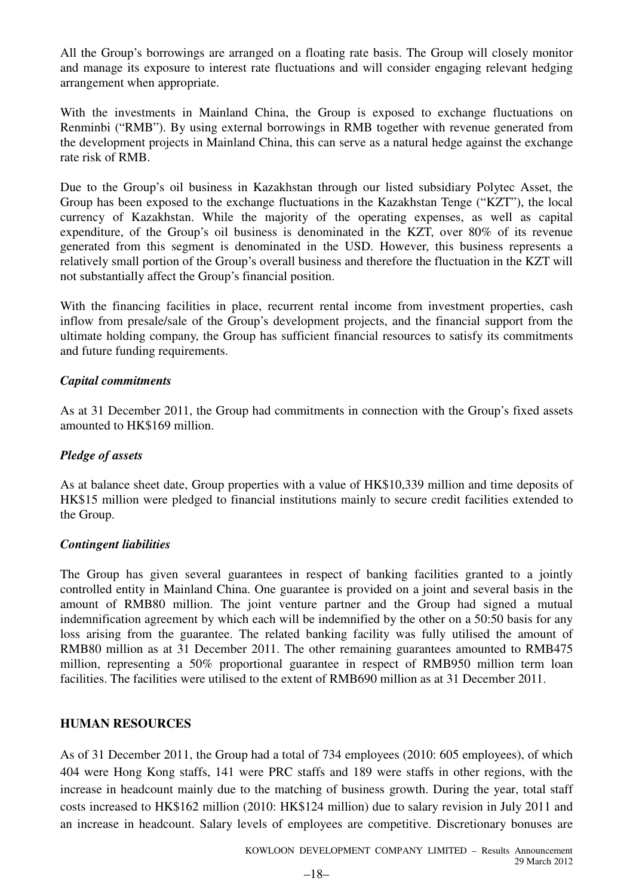All the Group's borrowings are arranged on a floating rate basis. The Group will closely monitor and manage its exposure to interest rate fluctuations and will consider engaging relevant hedging arrangement when appropriate.

With the investments in Mainland China, the Group is exposed to exchange fluctuations on Renminbi ("RMB"). By using external borrowings in RMB together with revenue generated from the development projects in Mainland China, this can serve as a natural hedge against the exchange rate risk of RMB.

Due to the Group's oil business in Kazakhstan through our listed subsidiary Polytec Asset, the Group has been exposed to the exchange fluctuations in the Kazakhstan Tenge ("KZT"), the local currency of Kazakhstan. While the majority of the operating expenses, as well as capital expenditure, of the Group's oil business is denominated in the KZT, over 80% of its revenue generated from this segment is denominated in the USD. However, this business represents a relatively small portion of the Group's overall business and therefore the fluctuation in the KZT will not substantially affect the Group's financial position.

With the financing facilities in place, recurrent rental income from investment properties, cash inflow from presale/sale of the Group's development projects, and the financial support from the ultimate holding company, the Group has sufficient financial resources to satisfy its commitments and future funding requirements.

***Capital commitments***

As at 31 December 2011, the Group had commitments in connection with the Group's fixed assets amounted to HK$169 million.

***Pledge of assets***

As at balance sheet date, Group properties with a value of HK$10,339 million and time deposits of HK$15 million were pledged to financial institutions mainly to secure credit facilities extended to the Group.

***Contingent liabilities***

The Group has given several guarantees in respect of banking facilities granted to a jointly controlled entity in Mainland China. One guarantee is provided on a joint and several basis in the amount of RMB80 million. The joint venture partner and the Group had signed a mutual indemnification agreement by which each will be indemnified by the other on a 50:50 basis for any loss arising from the guarantee. The related banking facility was fully utilised the amount of RMB80 million as at 31 December 2011. The other remaining guarantees amounted to RMB475 million, representing a 50% proportional guarantee in respect of RMB950 million term loan facilities. The facilities were utilised to the extent of RMB690 million as at 31 December 2011.

## HUMAN RESOURCES

As of 31 December 2011, the Group had a total of 734 employees (2010: 605 employees), of which 404 were Hong Kong staffs, 141 were PRC staffs and 189 were staffs in other regions, with the increase in headcount mainly due to the matching of business growth. During the year, total staff costs increased to HK$162 million (2010: HK$124 million) due to salary revision in July 2011 and an increase in headcount. Salary levels of employees are competitive. Discretionary bonuses are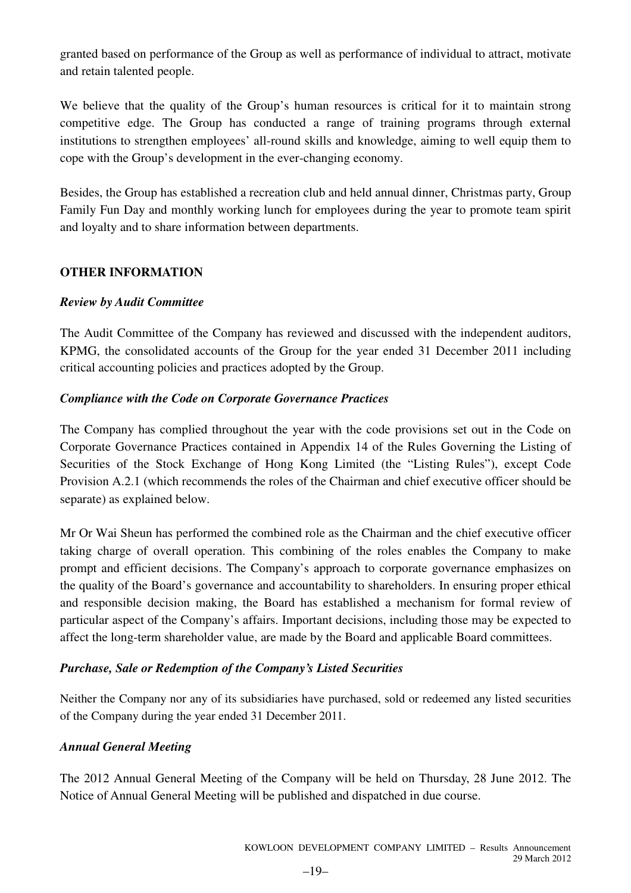granted based on performance of the Group as well as performance of individual to attract, motivate and retain talented people.

We believe that the quality of the Group's human resources is critical for it to maintain strong competitive edge. The Group has conducted a range of training programs through external institutions to strengthen employees' all-round skills and knowledge, aiming to well equip them to cope with the Group's development in the ever-changing economy.

Besides, the Group has established a recreation club and held annual dinner, Christmas party, Group Family Fun Day and monthly working lunch for employees during the year to promote team spirit and loyalty and to share information between departments.

## OTHER INFORMATION

### *Review by Audit Committee*

The Audit Committee of the Company has reviewed and discussed with the independent auditors, KPMG, the consolidated accounts of the Group for the year ended 31 December 2011 including critical accounting policies and practices adopted by the Group.

### *Compliance with the Code on Corporate Governance Practices*

The Company has complied throughout the year with the code provisions set out in the Code on Corporate Governance Practices contained in Appendix 14 of the Rules Governing the Listing of Securities of the Stock Exchange of Hong Kong Limited (the "Listing Rules"), except Code Provision A.2.1 (which recommends the roles of the Chairman and chief executive officer should be separate) as explained below.

Mr Or Wai Sheun has performed the combined role as the Chairman and the chief executive officer taking charge of overall operation. This combining of the roles enables the Company to make prompt and efficient decisions. The Company's approach to corporate governance emphasizes on the quality of the Board's governance and accountability to shareholders. In ensuring proper ethical and responsible decision making, the Board has established a mechanism for formal review of particular aspect of the Company's affairs. Important decisions, including those may be expected to affect the long-term shareholder value, are made by the Board and applicable Board committees.

### *Purchase, Sale or Redemption of the Company's Listed Securities*

Neither the Company nor any of its subsidiaries have purchased, sold or redeemed any listed securities of the Company during the year ended 31 December 2011.

### *Annual General Meeting*

The 2012 Annual General Meeting of the Company will be held on Thursday, 28 June 2012. The Notice of Annual General Meeting will be published and dispatched in due course.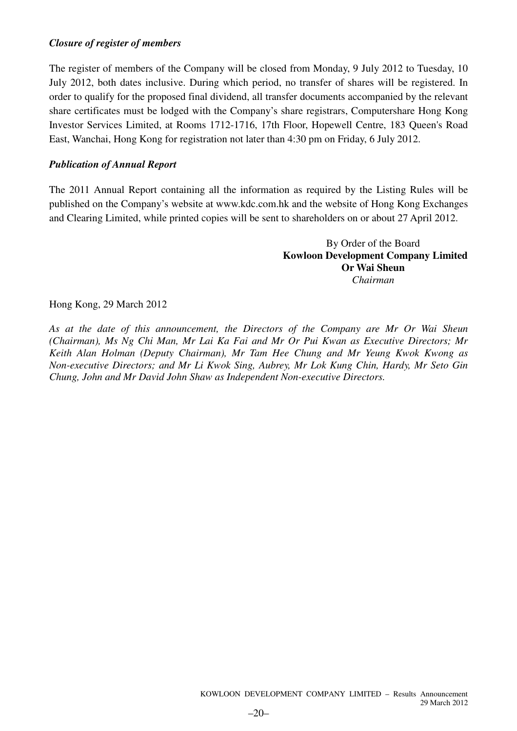***Closure of register of members***

The register of members of the Company will be closed from Monday, 9 July 2012 to Tuesday, 10 July 2012, both dates inclusive. During which period, no transfer of shares will be registered. In order to qualify for the proposed final dividend, all transfer documents accompanied by the relevant share certificates must be lodged with the Company's share registrars, Computershare Hong Kong Investor Services Limited, at Rooms 1712-1716, 17th Floor, Hopewell Centre, 183 Queen's Road East, Wanchai, Hong Kong for registration not later than 4:30 pm on Friday, 6 July 2012.

***Publication of Annual Report***

The 2011 Annual Report containing all the information as required by the Listing Rules will be published on the Company's website at www.kdc.com.hk and the website of Hong Kong Exchanges and Clearing Limited, while printed copies will be sent to shareholders on or about 27 April 2012.

By Order of the Board
**Kowloon Development Company Limited**
**Or Wai Sheun**
*Chairman*

Hong Kong, 29 March 2012

*As at the date of this announcement, the Directors of the Company are Mr Or Wai Sheun (Chairman), Ms Ng Chi Man, Mr Lai Ka Fai and Mr Or Pui Kwan as Executive Directors; Mr Keith Alan Holman (Deputy Chairman), Mr Tam Hee Chung and Mr Yeung Kwok Kwong as Non-executive Directors; and Mr Li Kwok Sing, Aubrey, Mr Lok Kung Chin, Hardy, Mr Seto Gin Chung, John and Mr David John Shaw as Independent Non-executive Directors.*